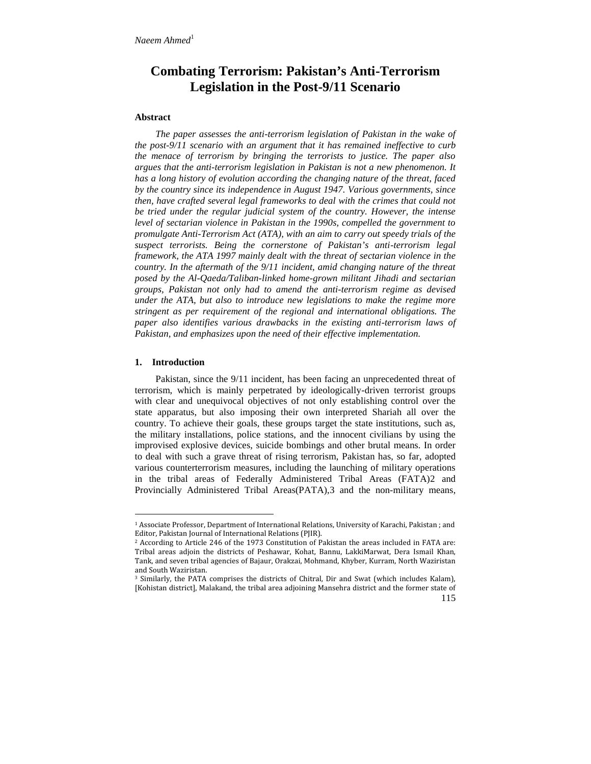*Naeem Ahmed*[1]

# Combating Terrorism: Pakistan's Anti-Terrorism Legislation in the Post-9/11 Scenario

### Abstract

*The paper assesses the anti-terrorism legislation of Pakistan in the wake of the post-9/11 scenario with an argument that it has remained ineffective to curb the menace of terrorism by bringing the terrorists to justice. The paper also argues that the anti-terrorism legislation in Pakistan is not a new phenomenon. It has a long history of evolution according the changing nature of the threat, faced by the country since its independence in August 1947. Various governments, since then, have crafted several legal frameworks to deal with the crimes that could not be tried under the regular judicial system of the country. However, the intense level of sectarian violence in Pakistan in the 1990s, compelled the government to promulgate Anti-Terrorism Act (ATA), with an aim to carry out speedy trials of the suspect terrorists. Being the cornerstone of Pakistan's anti-terrorism legal framework, the ATA 1997 mainly dealt with the threat of sectarian violence in the country. In the aftermath of the 9/11 incident, amid changing nature of the threat posed by the Al-Qaeda/Taliban-linked home-grown militant Jihadi and sectarian groups, Pakistan not only had to amend the anti-terrorism regime as devised under the ATA, but also to introduce new legislations to make the regime more stringent as per requirement of the regional and international obligations. The paper also identifies various drawbacks in the existing anti-terrorism laws of Pakistan, and emphasizes upon the need of their effective implementation.*

### 1. Introduction

Pakistan, since the 9/11 incident, has been facing an unprecedented threat of terrorism, which is mainly perpetrated by ideologically-driven terrorist groups with clear and unequivocal objectives of not only establishing control over the state apparatus, but also imposing their own interpreted Shariah all over the country. To achieve their goals, these groups target the state institutions, such as, the military installations, police stations, and the innocent civilians by using the improvised explosive devices, suicide bombings and other brutal means. In order to deal with such a grave threat of rising terrorism, Pakistan has, so far, adopted various counterterrorism measures, including the launching of military operations in the tribal areas of Federally Administered Tribal Areas (FATA)[2] and Provincially Administered Tribal Areas(PATA),[3] and the non-military means,

---

[1] Associate Professor, Department of International Relations, University of Karachi, Pakistan ; and Editor, Pakistan Journal of International Relations (PJIR).

[2] According to Article 246 of the 1973 Constitution of Pakistan the areas included in FATA are: Tribal areas adjoin the districts of Peshawar, Kohat, Bannu, LakkiMarwat, Dera Ismail Khan, Tank, and seven tribal agencies of Bajaur, Orakzai, Mohmand, Khyber, Kurram, North Waziristan and South Waziristan.

[3] Similarly, the PATA comprises the districts of Chitral, Dir and Swat (which includes Kalam), [Kohistan district], Malakand, the tribal area adjoining Mansehra district and the former state of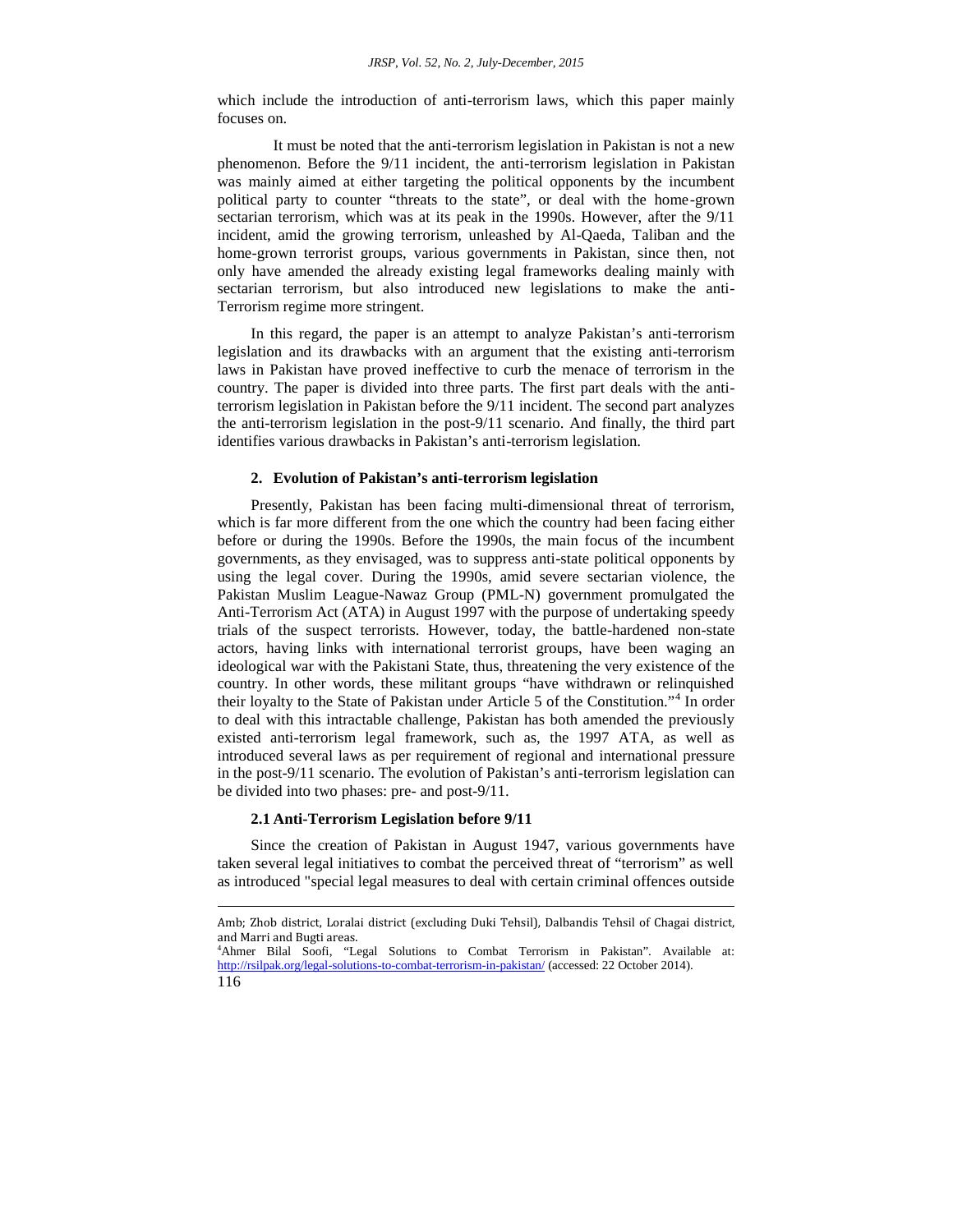which include the introduction of anti-terrorism laws, which this paper mainly focuses on.

It must be noted that the anti-terrorism legislation in Pakistan is not a new phenomenon. Before the 9/11 incident, the anti-terrorism legislation in Pakistan was mainly aimed at either targeting the political opponents by the incumbent political party to counter "threats to the state", or deal with the home-grown sectarian terrorism, which was at its peak in the 1990s. However, after the 9/11 incident, amid the growing terrorism, unleashed by Al-Qaeda, Taliban and the home-grown terrorist groups, various governments in Pakistan, since then, not only have amended the already existing legal frameworks dealing mainly with sectarian terrorism, but also introduced new legislations to make the anti-Terrorism regime more stringent.

In this regard, the paper is an attempt to analyze Pakistan's anti-terrorism legislation and its drawbacks with an argument that the existing anti-terrorism laws in Pakistan have proved ineffective to curb the menace of terrorism in the country. The paper is divided into three parts. The first part deals with the anti-terrorism legislation in Pakistan before the 9/11 incident. The second part analyzes the anti-terrorism legislation in the post-9/11 scenario. And finally, the third part identifies various drawbacks in Pakistan's anti-terrorism legislation.

## 2. Evolution of Pakistan's anti-terrorism legislation

Presently, Pakistan has been facing multi-dimensional threat of terrorism, which is far more different from the one which the country had been facing either before or during the 1990s. Before the 1990s, the main focus of the incumbent governments, as they envisaged, was to suppress anti-state political opponents by using the legal cover. During the 1990s, amid severe sectarian violence, the Pakistan Muslim League-Nawaz Group (PML-N) government promulgated the Anti-Terrorism Act (ATA) in August 1997 with the purpose of undertaking speedy trials of the suspect terrorists. However, today, the battle-hardened non-state actors, having links with international terrorist groups, have been waging an ideological war with the Pakistani State, thus, threatening the very existence of the country. In other words, these militant groups "have withdrawn or relinquished their loyalty to the State of Pakistan under Article 5 of the Constitution."[4] In order to deal with this intractable challenge, Pakistan has both amended the previously existed anti-terrorism legal framework, such as, the 1997 ATA, as well as introduced several laws as per requirement of regional and international pressure in the post-9/11 scenario. The evolution of Pakistan's anti-terrorism legislation can be divided into two phases: pre- and post-9/11.

### 2.1 Anti-Terrorism Legislation before 9/11

Since the creation of Pakistan in August 1947, various governments have taken several legal initiatives to combat the perceived threat of "terrorism" as well as introduced "special legal measures to deal with certain criminal offences outside

---

Amb; Zhob district, Loralai district (excluding Duki Tehsil), Dalbandis Tehsil of Chagai district, and Marri and Bugti areas.

[4] Ahmer Bilal Soofi, "Legal Solutions to Combat Terrorism in Pakistan". Available at: http://rsilpak.org/legal-solutions-to-combat-terrorism-in-pakistan/ (accessed: 22 October 2014).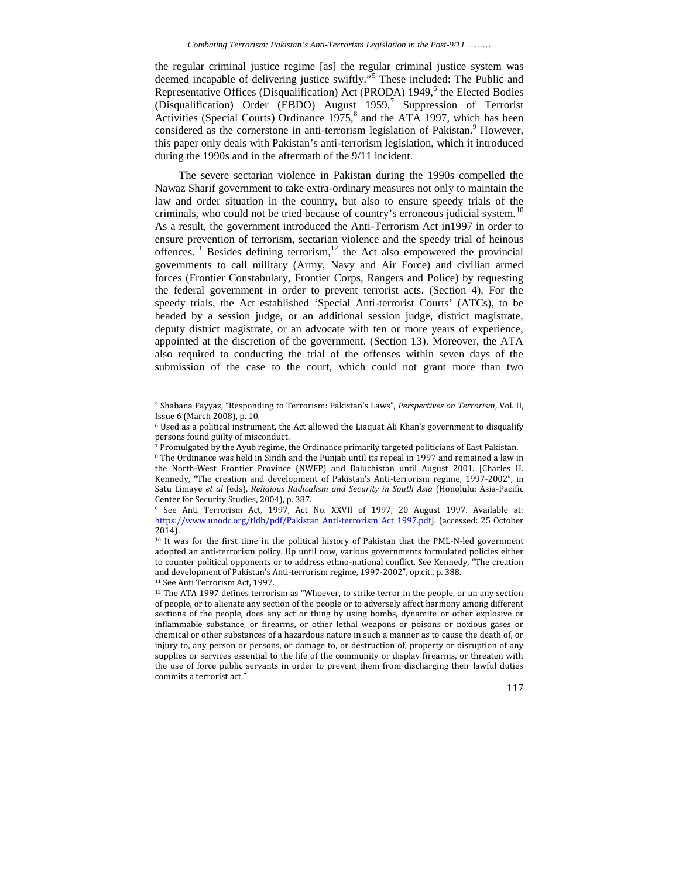the regular criminal justice regime [as] the regular criminal justice system was deemed incapable of delivering justice swiftly."[5] These included: The Public and Representative Offices (Disqualification) Act (PRODA) 1949,[6] the Elected Bodies (Disqualification) Order (EBDO) August 1959,[7] Suppression of Terrorist Activities (Special Courts) Ordinance 1975,[8] and the ATA 1997, which has been considered as the cornerstone in anti-terrorism legislation of Pakistan.[9] However, this paper only deals with Pakistan's anti-terrorism legislation, which it introduced during the 1990s and in the aftermath of the 9/11 incident.

The severe sectarian violence in Pakistan during the 1990s compelled the Nawaz Sharif government to take extra-ordinary measures not only to maintain the law and order situation in the country, but also to ensure speedy trials of the criminals, who could not be tried because of country's erroneous judicial system.[10] As a result, the government introduced the Anti-Terrorism Act in1997 in order to ensure prevention of terrorism, sectarian violence and the speedy trial of heinous offences.[11] Besides defining terrorism,[12] the Act also empowered the provincial governments to call military (Army, Navy and Air Force) and civilian armed forces (Frontier Constabulary, Frontier Corps, Rangers and Police) by requesting the federal government in order to prevent terrorist acts. (Section 4). For the speedy trials, the Act established 'Special Anti-terrorist Courts' (ATCs), to be headed by a session judge, or an additional session judge, district magistrate, deputy district magistrate, or an advocate with ten or more years of experience, appointed at the discretion of the government. (Section 13). Moreover, the ATA also required to conducting the trial of the offenses within seven days of the submission of the case to the court, which could not grant more than two

---

[5] Shabana Fayyaz, "Responding to Terrorism: Pakistan's Laws", *Perspectives on Terrorism*, Vol. II, Issue 6 (March 2008), p. 10.

[6] Used as a political instrument, the Act allowed the Liaquat Ali Khan's government to disqualify persons found guilty of misconduct.

[7] Promulgated by the Ayub regime, the Ordinance primarily targeted politicians of East Pakistan.

[8] The Ordinance was held in Sindh and the Punjab until its repeal in 1997 and remained a law in the North-West Frontier Province (NWFP) and Baluchistan until August 2001. [Charles H. Kennedy, "The creation and development of Pakistan's Anti-terrorism regime, 1997-2002", in Satu Limaye *et al* (eds), *Religious Radicalism and Security in South Asia* (Honolulu: Asia-Pacific Center for Security Studies, 2004), p. 387.

[9] See Anti Terrorism Act, 1997, Act No. XXVII of 1997, 20 August 1997. Available at: https://www.unodc.org/tldb/pdf/Pakistan_Anti-terrorism_Act_1997.pdf]. (accessed: 25 October 2014).

[10] It was for the first time in the political history of Pakistan that the PML-N-led government adopted an anti-terrorism policy. Up until now, various governments formulated policies either to counter political opponents or to address ethno-national conflict. See Kennedy, "The creation and development of Pakistan's Anti-terrorism regime, 1997-2002", op.cit., p. 388.

[11] See Anti Terrorism Act, 1997.

[12] The ATA 1997 defines terrorism as "Whoever, to strike terror in the people, or an any section of people, or to alienate any section of the people or to adversely affect harmony among different sections of the people, does any act or thing by using bombs, dynamite or other explosive or inflammable substance, or firearms, or other lethal weapons or poisons or noxious gases or chemical or other substances of a hazardous nature in such a manner as to cause the death of, or injury to, any person or persons, or damage to, or destruction of, property or disruption of any supplies or services essential to the life of the community or display firearms, or threaten with the use of force public servants in order to prevent them from discharging their lawful duties commits a terrorist act."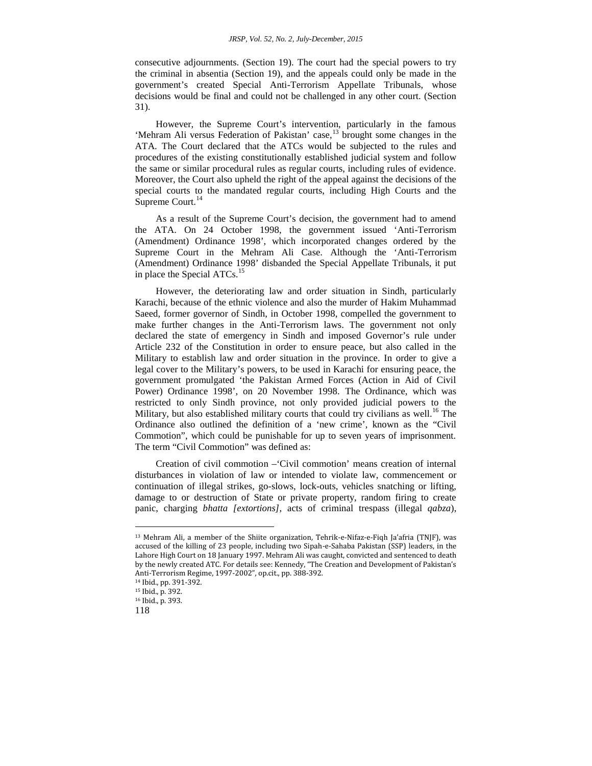consecutive adjournments. (Section 19). The court had the special powers to try the criminal in absentia (Section 19), and the appeals could only be made in the government's created Special Anti-Terrorism Appellate Tribunals, whose decisions would be final and could not be challenged in any other court. (Section 31).

However, the Supreme Court's intervention, particularly in the famous 'Mehram Ali versus Federation of Pakistan' case,[13] brought some changes in the ATA. The Court declared that the ATCs would be subjected to the rules and procedures of the existing constitutionally established judicial system and follow the same or similar procedural rules as regular courts, including rules of evidence. Moreover, the Court also upheld the right of the appeal against the decisions of the special courts to the mandated regular courts, including High Courts and the Supreme Court.[14]

As a result of the Supreme Court's decision, the government had to amend the ATA. On 24 October 1998, the government issued 'Anti-Terrorism (Amendment) Ordinance 1998', which incorporated changes ordered by the Supreme Court in the Mehram Ali Case. Although the 'Anti-Terrorism (Amendment) Ordinance 1998' disbanded the Special Appellate Tribunals, it put in place the Special ATCs.[15]

However, the deteriorating law and order situation in Sindh, particularly Karachi, because of the ethnic violence and also the murder of Hakim Muhammad Saeed, former governor of Sindh, in October 1998, compelled the government to make further changes in the Anti-Terrorism laws. The government not only declared the state of emergency in Sindh and imposed Governor's rule under Article 232 of the Constitution in order to ensure peace, but also called in the Military to establish law and order situation in the province. In order to give a legal cover to the Military's powers, to be used in Karachi for ensuring peace, the government promulgated 'the Pakistan Armed Forces (Action in Aid of Civil Power) Ordinance 1998', on 20 November 1998. The Ordinance, which was restricted to only Sindh province, not only provided judicial powers to the Military, but also established military courts that could try civilians as well.[16] The Ordinance also outlined the definition of a 'new crime', known as the "Civil Commotion", which could be punishable for up to seven years of imprisonment. The term "Civil Commotion" was defined as:

Creation of civil commotion –'Civil commotion' means creation of internal disturbances in violation of law or intended to violate law, commencement or continuation of illegal strikes, go-slows, lock-outs, vehicles snatching or lifting, damage to or destruction of State or private property, random firing to create panic, charging *bhatta [extortions]*, acts of criminal trespass (illegal *qabza*),

---

[13] Mehram Ali, a member of the Shiite organization, Tehrik-e-Nifaz-e-Fiqh Ja'afria (TNJF), was accused of the killing of 23 people, including two Sipah-e-Sahaba Pakistan (SSP) leaders, in the Lahore High Court on 18 January 1997. Mehram Ali was caught, convicted and sentenced to death by the newly created ATC. For details see: Kennedy, "The Creation and Development of Pakistan's Anti-Terrorism Regime, 1997-2002", op.cit., pp. 388-392.

[14] Ibid., pp. 391-392.

[15] Ibid., p. 392.

[16] Ibid., p. 393.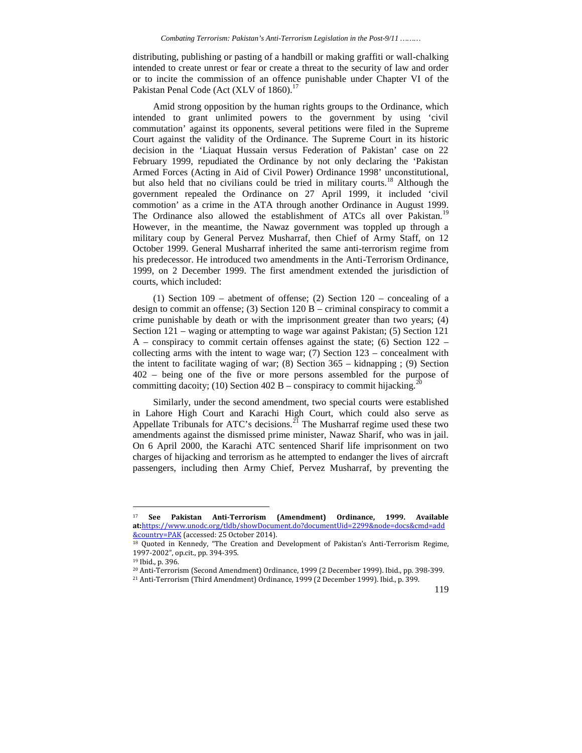distributing, publishing or pasting of a handbill or making graffiti or wall-chalking intended to create unrest or fear or create a threat to the security of law and order or to incite the commission of an offence punishable under Chapter VI of the Pakistan Penal Code (Act (XLV of 1860).[17]

Amid strong opposition by the human rights groups to the Ordinance, which intended to grant unlimited powers to the government by using 'civil commutation' against its opponents, several petitions were filed in the Supreme Court against the validity of the Ordinance. The Supreme Court in its historic decision in the 'Liaquat Hussain versus Federation of Pakistan' case on 22 February 1999, repudiated the Ordinance by not only declaring the 'Pakistan Armed Forces (Acting in Aid of Civil Power) Ordinance 1998' unconstitutional, but also held that no civilians could be tried in military courts.[18] Although the government repealed the Ordinance on 27 April 1999, it included 'civil commotion' as a crime in the ATA through another Ordinance in August 1999. The Ordinance also allowed the establishment of ATCs all over Pakistan.[19] However, in the meantime, the Nawaz government was toppled up through a military coup by General Pervez Musharraf, then Chief of Army Staff, on 12 October 1999. General Musharraf inherited the same anti-terrorism regime from his predecessor. He introduced two amendments in the Anti-Terrorism Ordinance, 1999, on 2 December 1999. The first amendment extended the jurisdiction of courts, which included:

(1) Section 109 – abetment of offense; (2) Section 120 – concealing of a design to commit an offense; (3) Section 120 B – criminal conspiracy to commit a crime punishable by death or with the imprisonment greater than two years; (4) Section 121 – waging or attempting to wage war against Pakistan; (5) Section 121 A – conspiracy to commit certain offenses against the state; (6) Section 122 – collecting arms with the intent to wage war; (7) Section 123 – concealment with the intent to facilitate waging of war; (8) Section 365 – kidnapping ; (9) Section 402 – being one of the five or more persons assembled for the purpose of committing dacoity; (10) Section 402 B – conspiracy to commit hijacking.[20]

Similarly, under the second amendment, two special courts were established in Lahore High Court and Karachi High Court, which could also serve as Appellate Tribunals for ATC's decisions.[21] The Musharraf regime used these two amendments against the dismissed prime minister, Nawaz Sharif, who was in jail. On 6 April 2000, the Karachi ATC sentenced Sharif life imprisonment on two charges of hijacking and terrorism as he attempted to endanger the lives of aircraft passengers, including then Army Chief, Pervez Musharraf, by preventing the

---

[17] **See Pakistan Anti-Terrorism (Amendment) Ordinance, 1999. Available at:**https://www.unodc.org/tldb/showDocument.do?documentUid=2299&node=docs&cmd=add&country=PAK (accessed: 25 October 2014).

[18] Quoted in Kennedy, "The Creation and Development of Pakistan's Anti-Terrorism Regime, 1997-2002", op.cit., pp. 394-395.

[19] Ibid., p. 396.

[20] Anti-Terrorism (Second Amendment) Ordinance, 1999 (2 December 1999). Ibid., pp. 398-399.

[21] Anti-Terrorism (Third Amendment) Ordinance, 1999 (2 December 1999). Ibid., p. 399.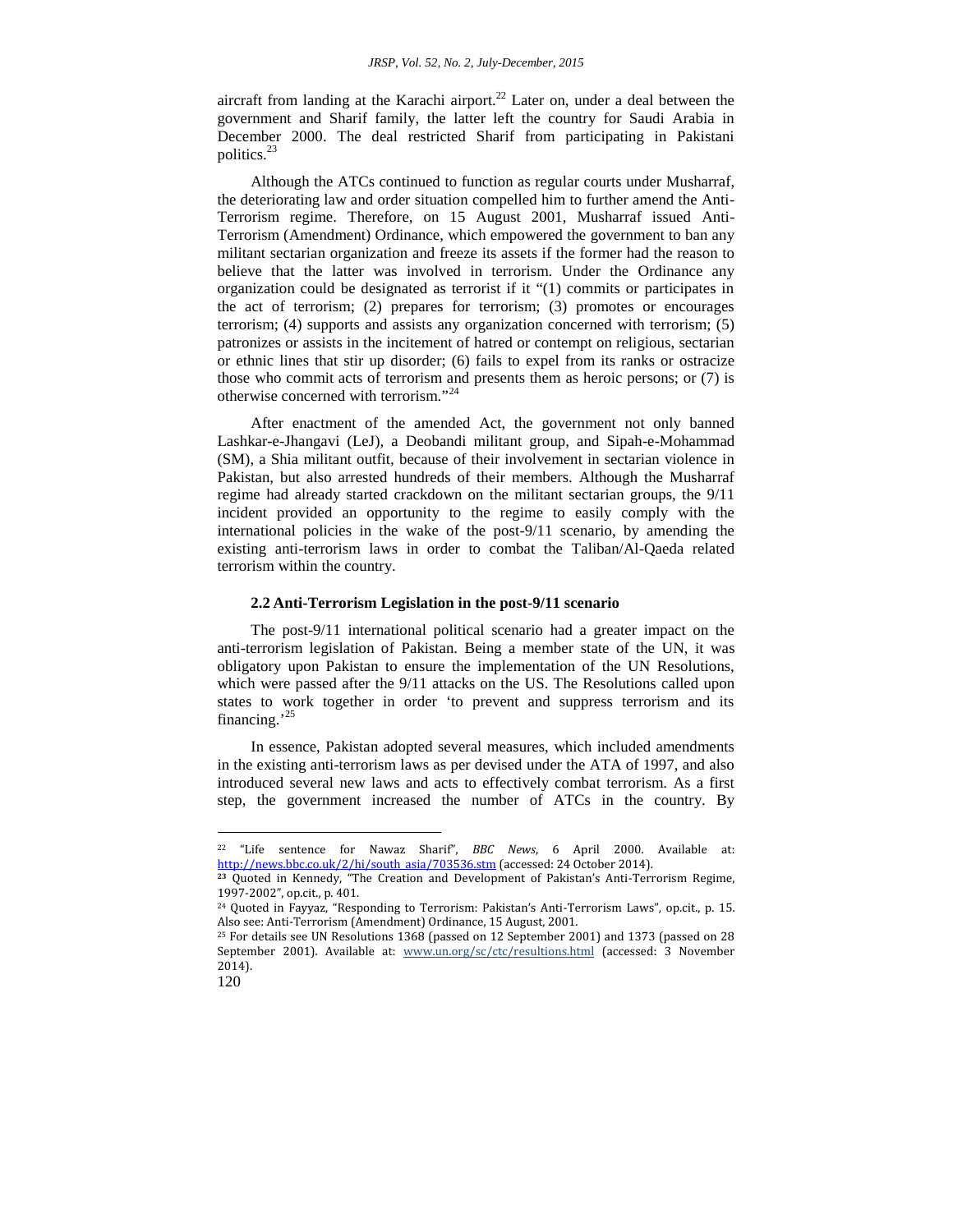aircraft from landing at the Karachi airport.[22] Later on, under a deal between the government and Sharif family, the latter left the country for Saudi Arabia in December 2000. The deal restricted Sharif from participating in Pakistani politics.[23]

Although the ATCs continued to function as regular courts under Musharraf, the deteriorating law and order situation compelled him to further amend the Anti-Terrorism regime. Therefore, on 15 August 2001, Musharraf issued Anti-Terrorism (Amendment) Ordinance, which empowered the government to ban any militant sectarian organization and freeze its assets if the former had the reason to believe that the latter was involved in terrorism. Under the Ordinance any organization could be designated as terrorist if it "(1) commits or participates in the act of terrorism; (2) prepares for terrorism; (3) promotes or encourages terrorism; (4) supports and assists any organization concerned with terrorism; (5) patronizes or assists in the incitement of hatred or contempt on religious, sectarian or ethnic lines that stir up disorder; (6) fails to expel from its ranks or ostracize those who commit acts of terrorism and presents them as heroic persons; or (7) is otherwise concerned with terrorism."[24]

After enactment of the amended Act, the government not only banned Lashkar-e-Jhangavi (LeJ), a Deobandi militant group, and Sipah-e-Mohammad (SM), a Shia militant outfit, because of their involvement in sectarian violence in Pakistan, but also arrested hundreds of their members. Although the Musharraf regime had already started crackdown on the militant sectarian groups, the 9/11 incident provided an opportunity to the regime to easily comply with the international policies in the wake of the post-9/11 scenario, by amending the existing anti-terrorism laws in order to combat the Taliban/Al-Qaeda related terrorism within the country.

### 2.2 Anti-Terrorism Legislation in the post-9/11 scenario

The post-9/11 international political scenario had a greater impact on the anti-terrorism legislation of Pakistan. Being a member state of the UN, it was obligatory upon Pakistan to ensure the implementation of the UN Resolutions, which were passed after the 9/11 attacks on the US. The Resolutions called upon states to work together in order 'to prevent and suppress terrorism and its financing.'[25]

In essence, Pakistan adopted several measures, which included amendments in the existing anti-terrorism laws as per devised under the ATA of 1997, and also introduced several new laws and acts to effectively combat terrorism. As a first step, the government increased the number of ATCs in the country. By

---

[22] "Life sentence for Nawaz Sharif", *BBC News*, 6 April 2000. Available at: http://news.bbc.co.uk/2/hi/south_asia/703536.stm (accessed: 24 October 2014).

[23] Quoted in Kennedy, "The Creation and Development of Pakistan's Anti-Terrorism Regime, 1997-2002", op.cit., p. 401.

[24] Quoted in Fayyaz, "Responding to Terrorism: Pakistan's Anti-Terrorism Laws", op.cit., p. 15. Also see: Anti-Terrorism (Amendment) Ordinance, 15 August, 2001.

[25] For details see UN Resolutions 1368 (passed on 12 September 2001) and 1373 (passed on 28 September 2001). Available at: www.un.org/sc/ctc/resultions.html (accessed: 3 November 2014).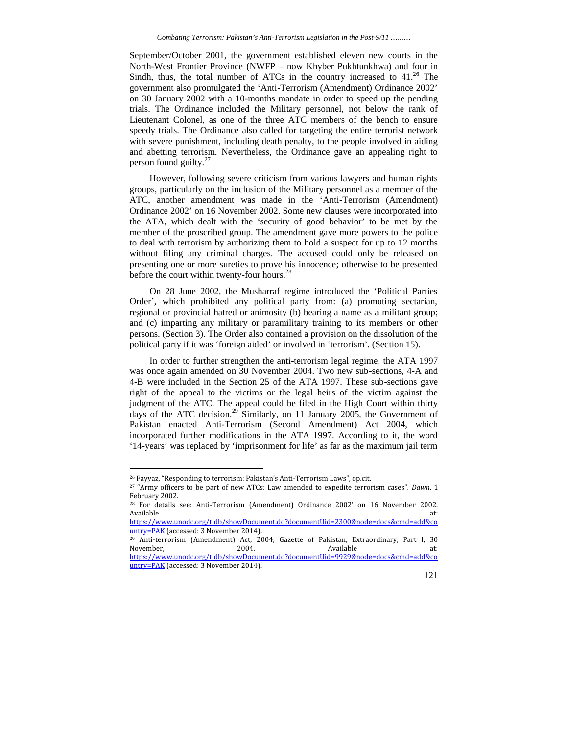September/October 2001, the government established eleven new courts in the North-West Frontier Province (NWFP – now Khyber Pukhtunkhwa) and four in Sindh, thus, the total number of ATCs in the country increased to 41.[26] The government also promulgated the 'Anti-Terrorism (Amendment) Ordinance 2002' on 30 January 2002 with a 10-months mandate in order to speed up the pending trials. The Ordinance included the Military personnel, not below the rank of Lieutenant Colonel, as one of the three ATC members of the bench to ensure speedy trials. The Ordinance also called for targeting the entire terrorist network with severe punishment, including death penalty, to the people involved in aiding and abetting terrorism. Nevertheless, the Ordinance gave an appealing right to person found guilty.[27]

However, following severe criticism from various lawyers and human rights groups, particularly on the inclusion of the Military personnel as a member of the ATC, another amendment was made in the 'Anti-Terrorism (Amendment) Ordinance 2002' on 16 November 2002. Some new clauses were incorporated into the ATA, which dealt with the 'security of good behavior' to be met by the member of the proscribed group. The amendment gave more powers to the police to deal with terrorism by authorizing them to hold a suspect for up to 12 months without filing any criminal charges. The accused could only be released on presenting one or more sureties to prove his innocence; otherwise to be presented before the court within twenty-four hours.[28]

On 28 June 2002, the Musharraf regime introduced the 'Political Parties Order', which prohibited any political party from: (a) promoting sectarian, regional or provincial hatred or animosity (b) bearing a name as a militant group; and (c) imparting any military or paramilitary training to its members or other persons. (Section 3). The Order also contained a provision on the dissolution of the political party if it was 'foreign aided' or involved in 'terrorism'. (Section 15).

In order to further strengthen the anti-terrorism legal regime, the ATA 1997 was once again amended on 30 November 2004. Two new sub-sections, 4-A and 4-B were included in the Section 25 of the ATA 1997. These sub-sections gave right of the appeal to the victims or the legal heirs of the victim against the judgment of the ATC. The appeal could be filed in the High Court within thirty days of the ATC decision.[29] Similarly, on 11 January 2005, the Government of Pakistan enacted Anti-Terrorism (Second Amendment) Act 2004, which incorporated further modifications in the ATA 1997. According to it, the word '14-years' was replaced by 'imprisonment for life' as far as the maximum jail term

---

[26] Fayyaz, "Responding to terrorism: Pakistan's Anti-Terrorism Laws", op.cit.

[27] "Army officers to be part of new ATCs: Law amended to expedite terrorism cases", *Dawn*, 1 February 2002.

[28] For details see: Anti-Terrorism (Amendment) Ordinance 2002' on 16 November 2002. Available at: https://www.unodc.org/tldb/showDocument.do?documentUid=2300&node=docs&cmd=add&country=PAK (accessed: 3 November 2014).

[29] Anti-terrorism (Amendment) Act, 2004, Gazette of Pakistan, Extraordinary, Part I, 30 November, 2004. Available at: https://www.unodc.org/tldb/showDocument.do?documentUid=9929&node=docs&cmd=add&country=PAK (accessed: 3 November 2014).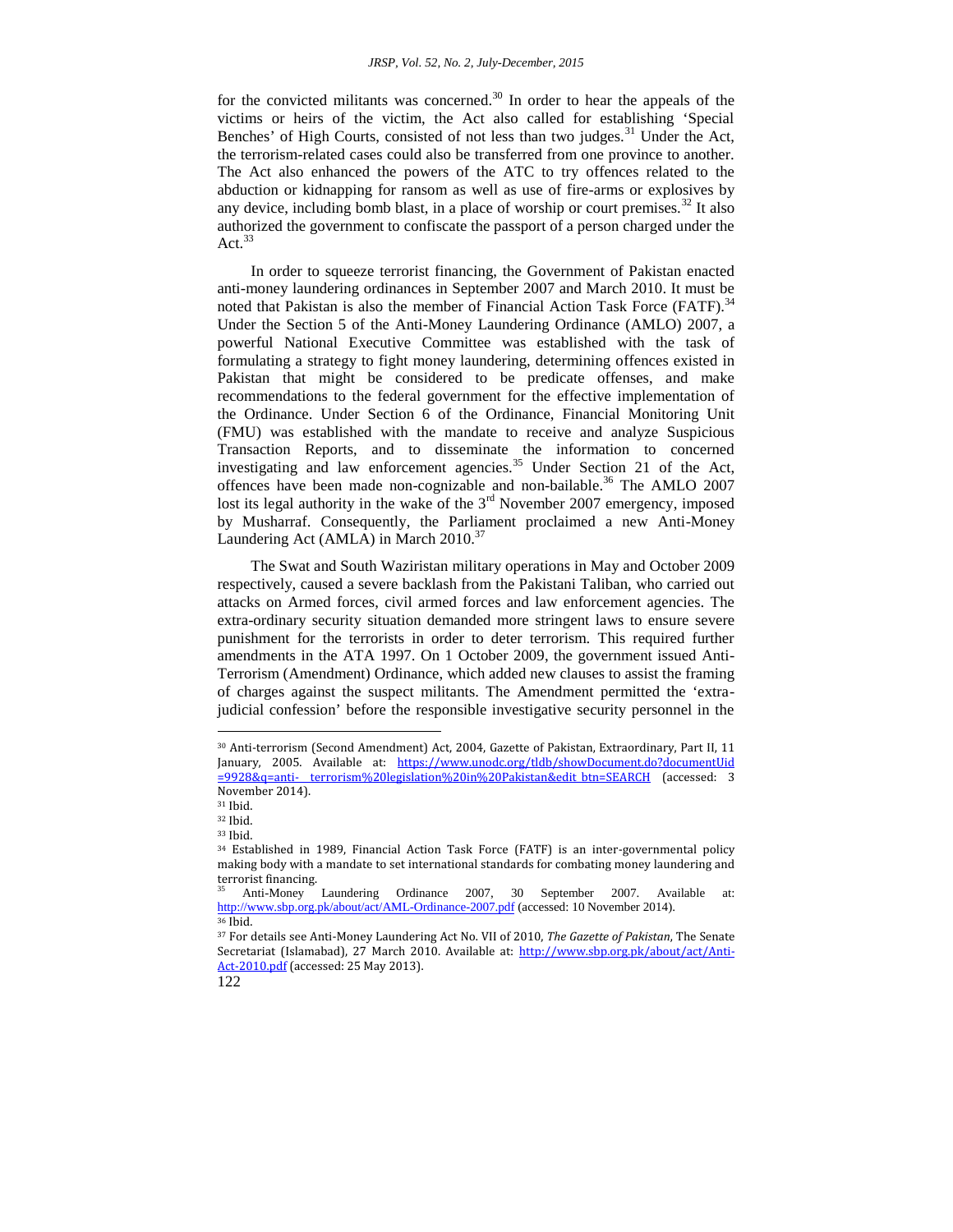for the convicted militants was concerned.[30] In order to hear the appeals of the victims or heirs of the victim, the Act also called for establishing 'Special Benches' of High Courts, consisted of not less than two judges.[31] Under the Act, the terrorism-related cases could also be transferred from one province to another. The Act also enhanced the powers of the ATC to try offences related to the abduction or kidnapping for ransom as well as use of fire-arms or explosives by any device, including bomb blast, in a place of worship or court premises.[32] It also authorized the government to confiscate the passport of a person charged under the Act.[33]

In order to squeeze terrorist financing, the Government of Pakistan enacted anti-money laundering ordinances in September 2007 and March 2010. It must be noted that Pakistan is also the member of Financial Action Task Force (FATF).[34] Under the Section 5 of the Anti-Money Laundering Ordinance (AMLO) 2007, a powerful National Executive Committee was established with the task of formulating a strategy to fight money laundering, determining offences existed in Pakistan that might be considered to be predicate offenses, and make recommendations to the federal government for the effective implementation of the Ordinance. Under Section 6 of the Ordinance, Financial Monitoring Unit (FMU) was established with the mandate to receive and analyze Suspicious Transaction Reports, and to disseminate the information to concerned investigating and law enforcement agencies.[35] Under Section 21 of the Act, offences have been made non-cognizable and non-bailable.[36] The AMLO 2007 lost its legal authority in the wake of the 3rd November 2007 emergency, imposed by Musharraf. Consequently, the Parliament proclaimed a new Anti-Money Laundering Act (AMLA) in March 2010.[37]

The Swat and South Waziristan military operations in May and October 2009 respectively, caused a severe backlash from the Pakistani Taliban, who carried out attacks on Armed forces, civil armed forces and law enforcement agencies. The extra-ordinary security situation demanded more stringent laws to ensure severe punishment for the terrorists in order to deter terrorism. This required further amendments in the ATA 1997. On 1 October 2009, the government issued Anti-Terrorism (Amendment) Ordinance, which added new clauses to assist the framing of charges against the suspect militants. The Amendment permitted the 'extra-judicial confession' before the responsible investigative security personnel in the

---

[30] Anti-terrorism (Second Amendment) Act, 2004, Gazette of Pakistan, Extraordinary, Part II, 11 January, 2005. Available at: https://www.unodc.org/tldb/showDocument.do?documentUid=9928&q=anti- terrorism%20legislation%20in%20Pakistan&edit_btn=SEARCH (accessed: 3 November 2014).

[31] Ibid.

[32] Ibid.

[33] Ibid.

[34] Established in 1989, Financial Action Task Force (FATF) is an inter-governmental policy making body with a mandate to set international standards for combating money laundering and terrorist financing.

[35] Anti-Money Laundering Ordinance 2007, 30 September 2007. Available at: http://www.sbp.org.pk/about/act/AML-Ordinance-2007.pdf (accessed: 10 November 2014).

[36] Ibid.

[37] For details see Anti-Money Laundering Act No. VII of 2010, *The Gazette of Pakistan*, The Senate Secretariat (Islamabad), 27 March 2010. Available at: http://www.sbp.org.pk/about/act/Anti-Act-2010.pdf (accessed: 25 May 2013).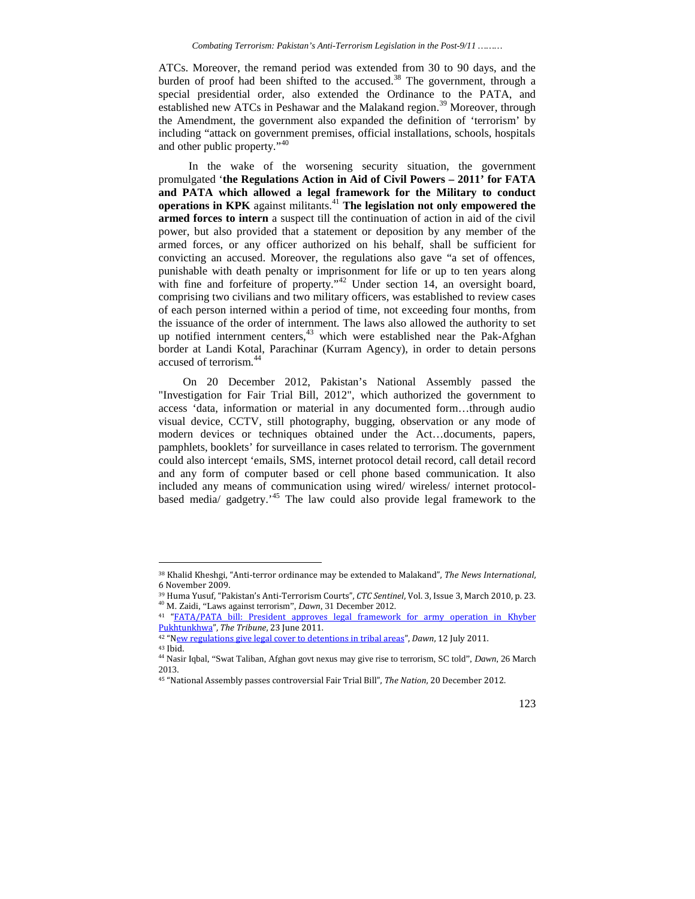ATCs. Moreover, the remand period was extended from 30 to 90 days, and the burden of proof had been shifted to the accused.[38] The government, through a special presidential order, also extended the Ordinance to the PATA, and established new ATCs in Peshawar and the Malakand region.[39] Moreover, through the Amendment, the government also expanded the definition of 'terrorism' by including "attack on government premises, official installations, schools, hospitals and other public property."[40]

In the wake of the worsening security situation, the government promulgated '**the Regulations Action in Aid of Civil Powers – 2011' for FATA and PATA which allowed a legal framework for the Military to conduct operations in KPK** against militants.[41] **The legislation not only empowered the armed forces to intern** a suspect till the continuation of action in aid of the civil power, but also provided that a statement or deposition by any member of the armed forces, or any officer authorized on his behalf, shall be sufficient for convicting an accused. Moreover, the regulations also gave "a set of offences, punishable with death penalty or imprisonment for life or up to ten years along with fine and forfeiture of property."[42] Under section 14, an oversight board, comprising two civilians and two military officers, was established to review cases of each person interned within a period of time, not exceeding four months, from the issuance of the order of internment. The laws also allowed the authority to set up notified internment centers,[43] which were established near the Pak-Afghan border at Landi Kotal, Parachinar (Kurram Agency), in order to detain persons accused of terrorism.[44]

On 20 December 2012, Pakistan's National Assembly passed the "Investigation for Fair Trial Bill, 2012", which authorized the government to access 'data, information or material in any documented form…through audio visual device, CCTV, still photography, bugging, observation or any mode of modern devices or techniques obtained under the Act…documents, papers, pamphlets, booklets' for surveillance in cases related to terrorism. The government could also intercept 'emails, SMS, internet protocol detail record, call detail record and any form of computer based or cell phone based communication. It also included any means of communication using wired/ wireless/ internet protocol-based media/ gadgetry.'[45] The law could also provide legal framework to the

---

[38] Khalid Kheshgi, "Anti-terror ordinance may be extended to Malakand", *The News International*, 6 November 2009.

[39] Huma Yusuf, "Pakistan's Anti-Terrorism Courts", *CTC Sentinel*, Vol. 3, Issue 3, March 2010, p. 23.

[40] M. Zaidi, "Laws against terrorism", *Dawn*, 31 December 2012.

[41] "FATA/PATA bill: President approves legal framework for army operation in Khyber Pukhtunkhwa", *The Tribune*, 23 June 2011.

[42] "New regulations give legal cover to detentions in tribal areas", *Dawn*, 12 July 2011.

[43] Ibid.

[44] Nasir Iqbal, "Swat Taliban, Afghan govt nexus may give rise to terrorism, SC told", *Dawn*, 26 March 2013.

[45] "National Assembly passes controversial Fair Trial Bill", *The Nation*, 20 December 2012.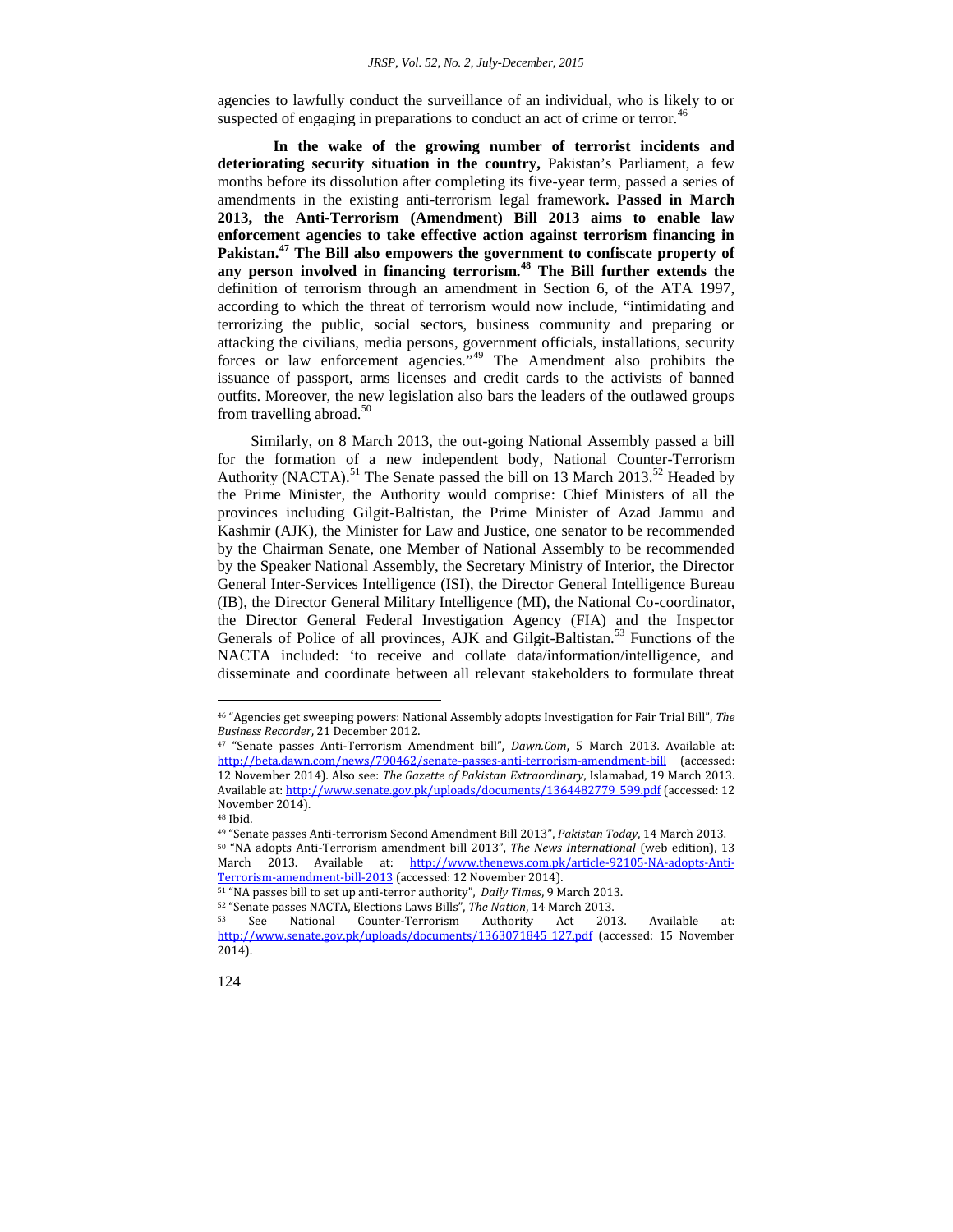agencies to lawfully conduct the surveillance of an individual, who is likely to or suspected of engaging in preparations to conduct an act of crime or terror.[46]

**In the wake of the growing number of terrorist incidents and deteriorating security situation in the country,** Pakistan's Parliament, a few months before its dissolution after completing its five-year term, passed a series of amendments in the existing anti-terrorism legal framework**. Passed in March 2013, the Anti-Terrorism (Amendment) Bill 2013 aims to enable law enforcement agencies to take effective action against terrorism financing in Pakistan.[47] The Bill also empowers the government to confiscate property of any person involved in financing terrorism.[48] The Bill further extends the** definition of terrorism through an amendment in Section 6, of the ATA 1997, according to which the threat of terrorism would now include, "intimidating and terrorizing the public, social sectors, business community and preparing or attacking the civilians, media persons, government officials, installations, security forces or law enforcement agencies."[49] The Amendment also prohibits the issuance of passport, arms licenses and credit cards to the activists of banned outfits. Moreover, the new legislation also bars the leaders of the outlawed groups from travelling abroad.[50]

Similarly, on 8 March 2013, the out-going National Assembly passed a bill for the formation of a new independent body, National Counter-Terrorism Authority (NACTA).[51] The Senate passed the bill on 13 March 2013.[52] Headed by the Prime Minister, the Authority would comprise: Chief Ministers of all the provinces including Gilgit-Baltistan, the Prime Minister of Azad Jammu and Kashmir (AJK), the Minister for Law and Justice, one senator to be recommended by the Chairman Senate, one Member of National Assembly to be recommended by the Speaker National Assembly, the Secretary Ministry of Interior, the Director General Inter-Services Intelligence (ISI), the Director General Intelligence Bureau (IB), the Director General Military Intelligence (MI), the National Co-coordinator, the Director General Federal Investigation Agency (FIA) and the Inspector Generals of Police of all provinces, AJK and Gilgit-Baltistan.[53] Functions of the NACTA included: 'to receive and collate data/information/intelligence, and disseminate and coordinate between all relevant stakeholders to formulate threat

---

[46] "Agencies get sweeping powers: National Assembly adopts Investigation for Fair Trial Bill", *The Business Recorder*, 21 December 2012.

[47] "Senate passes Anti-Terrorism Amendment bill", *Dawn.Com*, 5 March 2013. Available at: http://beta.dawn.com/news/790462/senate-passes-anti-terrorism-amendment-bill (accessed: 12 November 2014). Also see: *The Gazette of Pakistan Extraordinary*, Islamabad, 19 March 2013. Available at: http://www.senate.gov.pk/uploads/documents/1364482779_599.pdf (accessed: 12 November 2014).

[48] Ibid.

[49] "Senate passes Anti-terrorism Second Amendment Bill 2013", *Pakistan Today*, 14 March 2013.

[50] "NA adopts Anti-Terrorism amendment bill 2013", *The News International* (web edition), 13 March 2013. Available at: http://www.thenews.com.pk/article-92105-NA-adopts-Anti-Terrorism-amendment-bill-2013 (accessed: 12 November 2014).

[51] "NA passes bill to set up anti-terror authority", *Daily Times*, 9 March 2013.

[52] "Senate passes NACTA, Elections Laws Bills", *The Nation*, 14 March 2013.

[53] See National Counter-Terrorism Authority Act 2013. Available at: http://www.senate.gov.pk/uploads/documents/1363071845_127.pdf (accessed: 15 November 2014).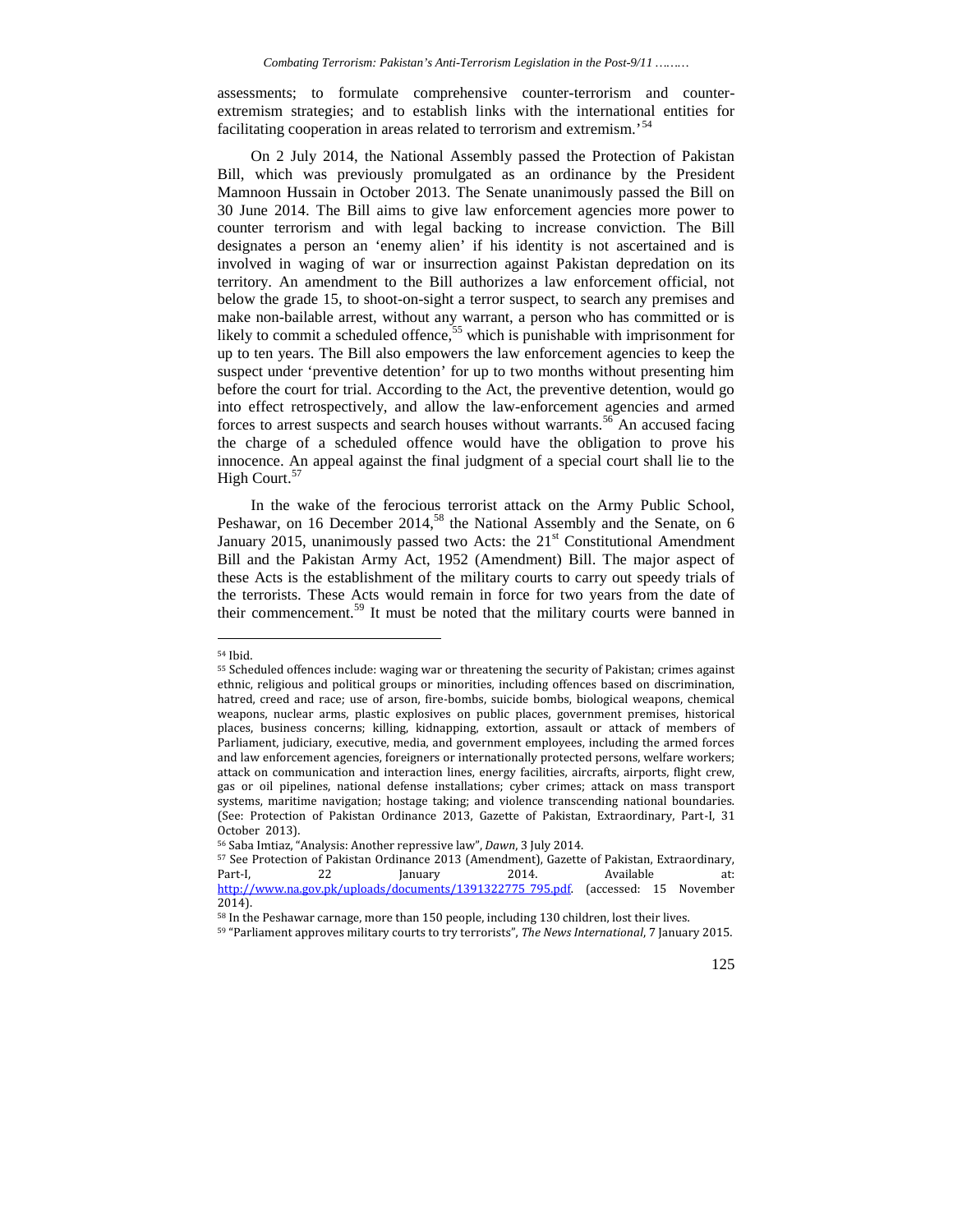assessments; to formulate comprehensive counter-terrorism and counter-extremism strategies; and to establish links with the international entities for facilitating cooperation in areas related to terrorism and extremism.'[54]

On 2 July 2014, the National Assembly passed the Protection of Pakistan Bill, which was previously promulgated as an ordinance by the President Mamnoon Hussain in October 2013. The Senate unanimously passed the Bill on 30 June 2014. The Bill aims to give law enforcement agencies more power to counter terrorism and with legal backing to increase conviction. The Bill designates a person an 'enemy alien' if his identity is not ascertained and is involved in waging of war or insurrection against Pakistan depredation on its territory. An amendment to the Bill authorizes a law enforcement official, not below the grade 15, to shoot-on-sight a terror suspect, to search any premises and make non-bailable arrest, without any warrant, a person who has committed or is likely to commit a scheduled offence,[55] which is punishable with imprisonment for up to ten years. The Bill also empowers the law enforcement agencies to keep the suspect under 'preventive detention' for up to two months without presenting him before the court for trial. According to the Act, the preventive detention, would go into effect retrospectively, and allow the law-enforcement agencies and armed forces to arrest suspects and search houses without warrants.[56] An accused facing the charge of a scheduled offence would have the obligation to prove his innocence. An appeal against the final judgment of a special court shall lie to the High Court.[57]

In the wake of the ferocious terrorist attack on the Army Public School, Peshawar, on 16 December 2014,[58] the National Assembly and the Senate, on 6 January 2015, unanimously passed two Acts: the 21st Constitutional Amendment Bill and the Pakistan Army Act, 1952 (Amendment) Bill. The major aspect of these Acts is the establishment of the military courts to carry out speedy trials of the terrorists. These Acts would remain in force for two years from the date of their commencement.[59] It must be noted that the military courts were banned in

---

[54] Ibid.

[55] Scheduled offences include: waging war or threatening the security of Pakistan; crimes against ethnic, religious and political groups or minorities, including offences based on discrimination, hatred, creed and race; use of arson, fire-bombs, suicide bombs, biological weapons, chemical weapons, nuclear arms, plastic explosives on public places, government premises, historical places, business concerns; killing, kidnapping, extortion, assault or attack of members of Parliament, judiciary, executive, media, and government employees, including the armed forces and law enforcement agencies, foreigners or internationally protected persons, welfare workers; attack on communication and interaction lines, energy facilities, aircrafts, airports, flight crew, gas or oil pipelines, national defense installations; cyber crimes; attack on mass transport systems, maritime navigation; hostage taking; and violence transcending national boundaries. (See: Protection of Pakistan Ordinance 2013, Gazette of Pakistan, Extraordinary, Part-I, 31 October 2013).

[56] Saba Imtiaz, "Analysis: Another repressive law", *Dawn*, 3 July 2014.

[57] See Protection of Pakistan Ordinance 2013 (Amendment), Gazette of Pakistan, Extraordinary, Part-I, 22 January 2014. Available at: http://www.na.gov.pk/uploads/documents/1391322775_795.pdf. (accessed: 15 November 2014).

[58] In the Peshawar carnage, more than 150 people, including 130 children, lost their lives.

[59] "Parliament approves military courts to try terrorists", *The News International*, 7 January 2015.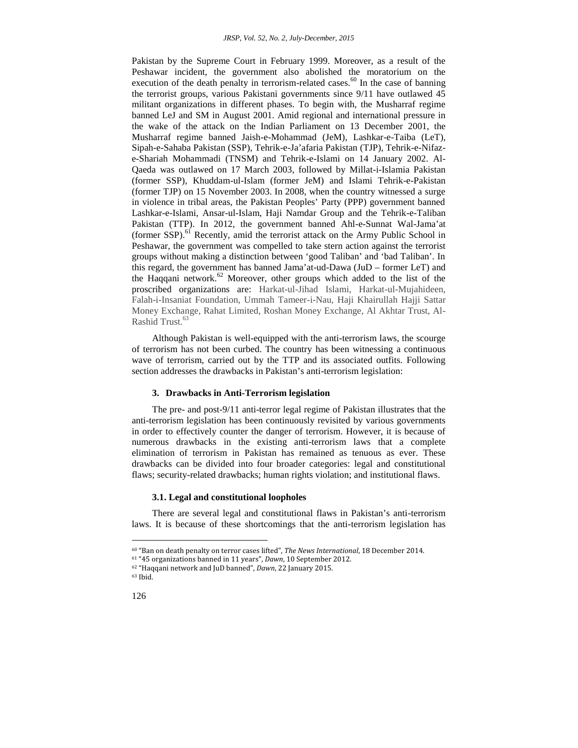Pakistan by the Supreme Court in February 1999. Moreover, as a result of the Peshawar incident, the government also abolished the moratorium on the execution of the death penalty in terrorism-related cases.[60] In the case of banning the terrorist groups, various Pakistani governments since 9/11 have outlawed 45 militant organizations in different phases. To begin with, the Musharraf regime banned LeJ and SM in August 2001. Amid regional and international pressure in the wake of the attack on the Indian Parliament on 13 December 2001, the Musharraf regime banned Jaish-e-Mohammad (JeM), Lashkar-e-Taiba (LeT), Sipah-e-Sahaba Pakistan (SSP), Tehrik-e-Ja'afaria Pakistan (TJP), Tehrik-e-Nifaz-e-Shariah Mohammadi (TNSM) and Tehrik-e-Islami on 14 January 2002. Al-Qaeda was outlawed on 17 March 2003, followed by Millat-i-Islamia Pakistan (former SSP), Khuddam-ul-Islam (former JeM) and Islami Tehrik-e-Pakistan (former TJP) on 15 November 2003. In 2008, when the country witnessed a surge in violence in tribal areas, the Pakistan Peoples' Party (PPP) government banned Lashkar-e-Islami, Ansar-ul-Islam, Haji Namdar Group and the Tehrik-e-Taliban Pakistan (TTP). In 2012, the government banned Ahl-e-Sunnat Wal-Jama'at (former SSP).[61] Recently, amid the terrorist attack on the Army Public School in Peshawar, the government was compelled to take stern action against the terrorist groups without making a distinction between 'good Taliban' and 'bad Taliban'. In this regard, the government has banned Jama'at-ud-Dawa (JuD – former LeT) and the Haqqani network.[62] Moreover, other groups which added to the list of the proscribed organizations are: Harkat-ul-Jihad Islami, Harkat-ul-Mujahideen, Falah-i-Insaniat Foundation, Ummah Tameer-i-Nau, Haji Khairullah Hajji Sattar Money Exchange, Rahat Limited, Roshan Money Exchange, Al Akhtar Trust, Al-Rashid Trust.[63]

Although Pakistan is well-equipped with the anti-terrorism laws, the scourge of terrorism has not been curbed. The country has been witnessing a continuous wave of terrorism, carried out by the TTP and its associated outfits. Following section addresses the drawbacks in Pakistan's anti-terrorism legislation:

## 3. Drawbacks in Anti-Terrorism legislation

The pre- and post-9/11 anti-terror legal regime of Pakistan illustrates that the anti-terrorism legislation has been continuously revisited by various governments in order to effectively counter the danger of terrorism. However, it is because of numerous drawbacks in the existing anti-terrorism laws that a complete elimination of terrorism in Pakistan has remained as tenuous as ever. These drawbacks can be divided into four broader categories: legal and constitutional flaws; security-related drawbacks; human rights violation; and institutional flaws.

### 3.1. Legal and constitutional loopholes

There are several legal and constitutional flaws in Pakistan's anti-terrorism laws. It is because of these shortcomings that the anti-terrorism legislation has

---

[60] "Ban on death penalty on terror cases lifted", *The News International*, 18 December 2014.

[61] "45 organizations banned in 11 years", *Dawn*, 10 September 2012.

[62] "Haqqani network and JuD banned", *Dawn*, 22 January 2015.

[63] Ibid.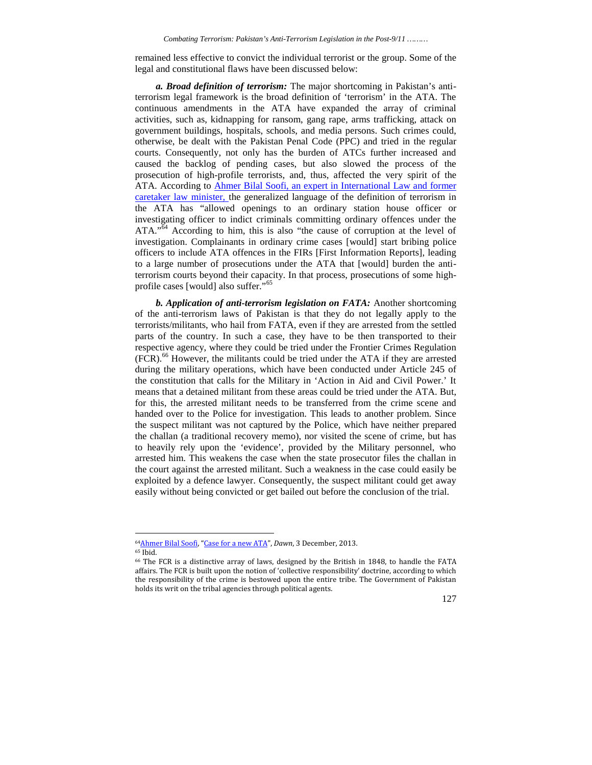remained less effective to convict the individual terrorist or the group. Some of the legal and constitutional flaws have been discussed below:

***a. Broad definition of terrorism:*** The major shortcoming in Pakistan's anti-terrorism legal framework is the broad definition of 'terrorism' in the ATA. The continuous amendments in the ATA have expanded the array of criminal activities, such as, kidnapping for ransom, gang rape, arms trafficking, attack on government buildings, hospitals, schools, and media persons. Such crimes could, otherwise, be dealt with the Pakistan Penal Code (PPC) and tried in the regular courts. Consequently, not only has the burden of ATCs further increased and caused the backlog of pending cases, but also slowed the process of the prosecution of high-profile terrorists, and, thus, affected the very spirit of the ATA. According to Ahmer Bilal Soofi, an expert in International Law and former caretaker law minister, the generalized language of the definition of terrorism in the ATA has "allowed openings to an ordinary station house officer or investigating officer to indict criminals committing ordinary offences under the ATA."[64] According to him, this is also "the cause of corruption at the level of investigation. Complainants in ordinary crime cases [would] start bribing police officers to include ATA offences in the FIRs [First Information Reports], leading to a large number of prosecutions under the ATA that [would] burden the anti-terrorism courts beyond their capacity. In that process, prosecutions of some high-profile cases [would] also suffer."[65]

***b. Application of anti-terrorism legislation on FATA:*** Another shortcoming of the anti-terrorism laws of Pakistan is that they do not legally apply to the terrorists/militants, who hail from FATA, even if they are arrested from the settled parts of the country. In such a case, they have to be then transported to their respective agency, where they could be tried under the Frontier Crimes Regulation (FCR).[66] However, the militants could be tried under the ATA if they are arrested during the military operations, which have been conducted under Article 245 of the constitution that calls for the Military in 'Action in Aid and Civil Power.' It means that a detained militant from these areas could be tried under the ATA. But, for this, the arrested militant needs to be transferred from the crime scene and handed over to the Police for investigation. This leads to another problem. Since the suspect militant was not captured by the Police, which have neither prepared the challan (a traditional recovery memo), nor visited the scene of crime, but has to heavily rely upon the 'evidence', provided by the Military personnel, who arrested him. This weakens the case when the state prosecutor files the challan in the court against the arrested militant. Such a weakness in the case could easily be exploited by a defence lawyer. Consequently, the suspect militant could get away easily without being convicted or get bailed out before the conclusion of the trial.

---

[64] Ahmer Bilal Soofi, "Case for a new ATA", *Dawn*, 3 December, 2013.

[65] Ibid.

[66] The FCR is a distinctive array of laws, designed by the British in 1848, to handle the FATA affairs. The FCR is built upon the notion of 'collective responsibility' doctrine, according to which the responsibility of the crime is bestowed upon the entire tribe. The Government of Pakistan holds its writ on the tribal agencies through political agents.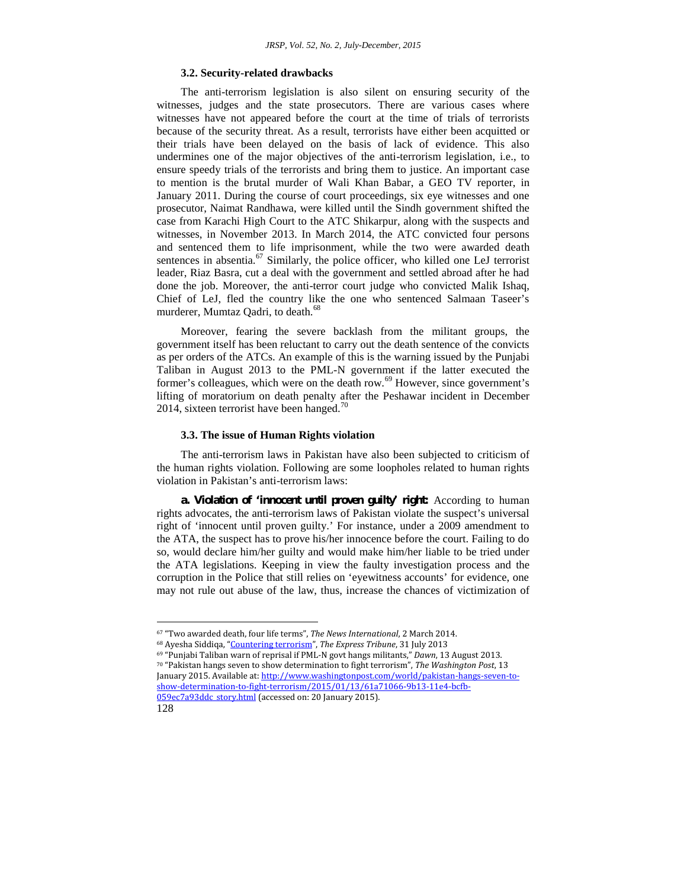### 3.2. Security-related drawbacks

The anti-terrorism legislation is also silent on ensuring security of the witnesses, judges and the state prosecutors. There are various cases where witnesses have not appeared before the court at the time of trials of terrorists because of the security threat. As a result, terrorists have either been acquitted or their trials have been delayed on the basis of lack of evidence. This also undermines one of the major objectives of the anti-terrorism legislation, i.e., to ensure speedy trials of the terrorists and bring them to justice. An important case to mention is the brutal murder of Wali Khan Babar, a GEO TV reporter, in January 2011. During the course of court proceedings, six eye witnesses and one prosecutor, Naimat Randhawa, were killed until the Sindh government shifted the case from Karachi High Court to the ATC Shikarpur, along with the suspects and witnesses, in November 2013. In March 2014, the ATC convicted four persons and sentenced them to life imprisonment, while the two were awarded death sentences in absentia.[67] Similarly, the police officer, who killed one LeJ terrorist leader, Riaz Basra, cut a deal with the government and settled abroad after he had done the job. Moreover, the anti-terror court judge who convicted Malik Ishaq, Chief of LeJ, fled the country like the one who sentenced Salmaan Taseer's murderer, Mumtaz Qadri, to death.[68]

Moreover, fearing the severe backlash from the militant groups, the government itself has been reluctant to carry out the death sentence of the convicts as per orders of the ATCs. An example of this is the warning issued by the Punjabi Taliban in August 2013 to the PML-N government if the latter executed the former's colleagues, which were on the death row.[69] However, since government's lifting of moratorium on death penalty after the Peshawar incident in December 2014, sixteen terrorist have been hanged.[70]

### 3.3. The issue of Human Rights violation

The anti-terrorism laws in Pakistan have also been subjected to criticism of the human rights violation. Following are some loopholes related to human rights violation in Pakistan's anti-terrorism laws:

**a. Violation of 'innocent until proven guilty' right:** According to human rights advocates, the anti-terrorism laws of Pakistan violate the suspect's universal right of 'innocent until proven guilty.' For instance, under a 2009 amendment to the ATA, the suspect has to prove his/her innocence before the court. Failing to do so, would declare him/her guilty and would make him/her liable to be tried under the ATA legislations. Keeping in view the faulty investigation process and the corruption in the Police that still relies on 'eyewitness accounts' for evidence, one may not rule out abuse of the law, thus, increase the chances of victimization of

---

[67] "Two awarded death, four life terms", *The News International*, 2 March 2014.

[68] Ayesha Siddiqa, "Countering terrorism", *The Express Tribune*, 31 July 2013

[69] "Punjabi Taliban warn of reprisal if PML-N govt hangs militants," *Dawn*, 13 August 2013.

[70] "Pakistan hangs seven to show determination to fight terrorism", *The Washington Post*, 13 January 2015. Available at: http://www.washingtonpost.com/world/pakistan-hangs-seven-to-show-determination-to-fight-terrorism/2015/01/13/61a71066-9b13-11e4-bcfb-059ec7a93ddc_story.html (accessed on: 20 January 2015).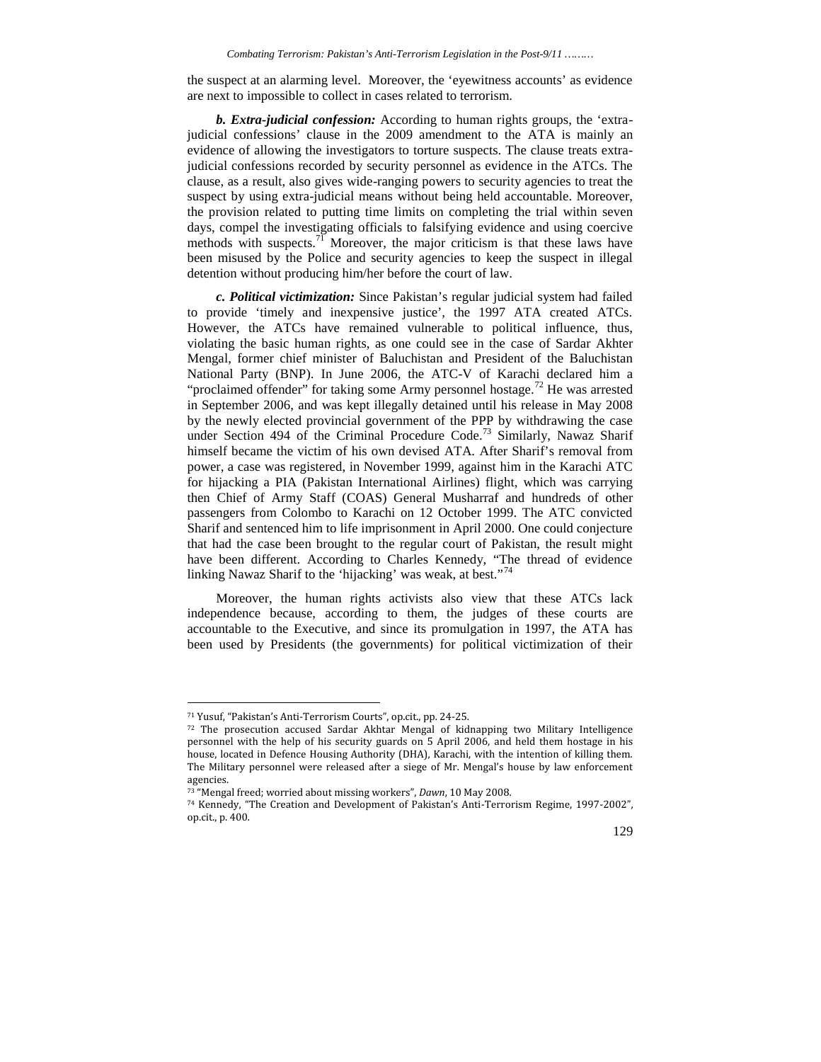the suspect at an alarming level. Moreover, the 'eyewitness accounts' as evidence are next to impossible to collect in cases related to terrorism.

***b. Extra-judicial confession:*** According to human rights groups, the 'extra-judicial confessions' clause in the 2009 amendment to the ATA is mainly an evidence of allowing the investigators to torture suspects. The clause treats extra-judicial confessions recorded by security personnel as evidence in the ATCs. The clause, as a result, also gives wide-ranging powers to security agencies to treat the suspect by using extra-judicial means without being held accountable. Moreover, the provision related to putting time limits on completing the trial within seven days, compel the investigating officials to falsifying evidence and using coercive methods with suspects.[71] Moreover, the major criticism is that these laws have been misused by the Police and security agencies to keep the suspect in illegal detention without producing him/her before the court of law.

***c. Political victimization:*** Since Pakistan's regular judicial system had failed to provide 'timely and inexpensive justice', the 1997 ATA created ATCs. However, the ATCs have remained vulnerable to political influence, thus, violating the basic human rights, as one could see in the case of Sardar Akhter Mengal, former chief minister of Baluchistan and President of the Baluchistan National Party (BNP). In June 2006, the ATC-V of Karachi declared him a "proclaimed offender" for taking some Army personnel hostage.[72] He was arrested in September 2006, and was kept illegally detained until his release in May 2008 by the newly elected provincial government of the PPP by withdrawing the case under Section 494 of the Criminal Procedure Code.[73] Similarly, Nawaz Sharif himself became the victim of his own devised ATA. After Sharif's removal from power, a case was registered, in November 1999, against him in the Karachi ATC for hijacking a PIA (Pakistan International Airlines) flight, which was carrying then Chief of Army Staff (COAS) General Musharraf and hundreds of other passengers from Colombo to Karachi on 12 October 1999. The ATC convicted Sharif and sentenced him to life imprisonment in April 2000. One could conjecture that had the case been brought to the regular court of Pakistan, the result might have been different. According to Charles Kennedy, "The thread of evidence linking Nawaz Sharif to the 'hijacking' was weak, at best."[74]

Moreover, the human rights activists also view that these ATCs lack independence because, according to them, the judges of these courts are accountable to the Executive, and since its promulgation in 1997, the ATA has been used by Presidents (the governments) for political victimization of their

---

[71] Yusuf, "Pakistan's Anti-Terrorism Courts", op.cit., pp. 24-25.

[72] The prosecution accused Sardar Akhtar Mengal of kidnapping two Military Intelligence personnel with the help of his security guards on 5 April 2006, and held them hostage in his house, located in Defence Housing Authority (DHA), Karachi, with the intention of killing them. The Military personnel were released after a siege of Mr. Mengal's house by law enforcement agencies.

[73] "Mengal freed; worried about missing workers", *Dawn*, 10 May 2008.

[74] Kennedy, "The Creation and Development of Pakistan's Anti-Terrorism Regime, 1997-2002", op.cit., p. 400.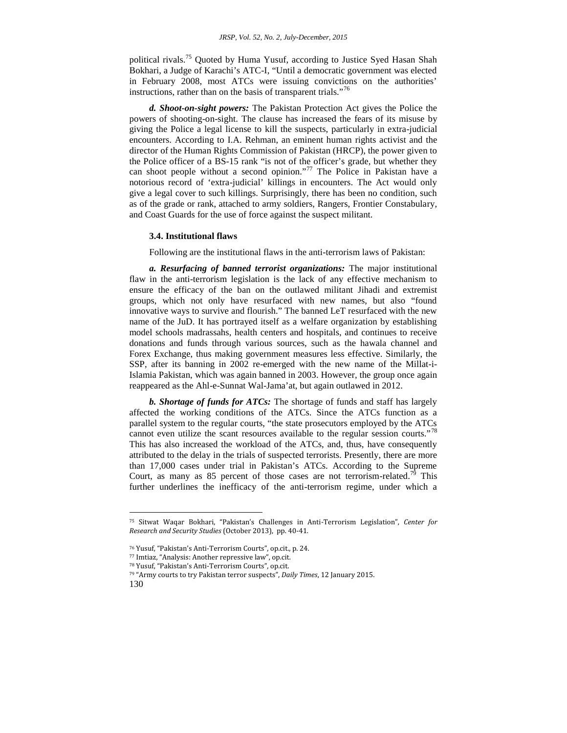political rivals.[75] Quoted by Huma Yusuf, according to Justice Syed Hasan Shah Bokhari, a Judge of Karachi's ATC-I, "Until a democratic government was elected in February 2008, most ATCs were issuing convictions on the authorities' instructions, rather than on the basis of transparent trials."[76]

***d. Shoot-on-sight powers:*** The Pakistan Protection Act gives the Police the powers of shooting-on-sight. The clause has increased the fears of its misuse by giving the Police a legal license to kill the suspects, particularly in extra-judicial encounters. According to I.A. Rehman, an eminent human rights activist and the director of the Human Rights Commission of Pakistan (HRCP), the power given to the Police officer of a BS-15 rank "is not of the officer's grade, but whether they can shoot people without a second opinion."[77] The Police in Pakistan have a notorious record of 'extra-judicial' killings in encounters. The Act would only give a legal cover to such killings. Surprisingly, there has been no condition, such as of the grade or rank, attached to army soldiers, Rangers, Frontier Constabulary, and Coast Guards for the use of force against the suspect militant.

### 3.4. Institutional flaws

Following are the institutional flaws in the anti-terrorism laws of Pakistan:

***a. Resurfacing of banned terrorist organizations:*** The major institutional flaw in the anti-terrorism legislation is the lack of any effective mechanism to ensure the efficacy of the ban on the outlawed militant Jihadi and extremist groups, which not only have resurfaced with new names, but also "found innovative ways to survive and flourish." The banned LeT resurfaced with the new name of the JuD. It has portrayed itself as a welfare organization by establishing model schools madrassahs, health centers and hospitals, and continues to receive donations and funds through various sources, such as the hawala channel and Forex Exchange, thus making government measures less effective. Similarly, the SSP, after its banning in 2002 re-emerged with the new name of the Millat-i-Islamia Pakistan, which was again banned in 2003. However, the group once again reappeared as the Ahl-e-Sunnat Wal-Jama'at, but again outlawed in 2012.

***b. Shortage of funds for ATCs:*** The shortage of funds and staff has largely affected the working conditions of the ATCs. Since the ATCs function as a parallel system to the regular courts, "the state prosecutors employed by the ATCs cannot even utilize the scant resources available to the regular session courts."[78] This has also increased the workload of the ATCs, and, thus, have consequently attributed to the delay in the trials of suspected terrorists. Presently, there are more than 17,000 cases under trial in Pakistan's ATCs. According to the Supreme Court, as many as 85 percent of those cases are not terrorism-related.[79] This further underlines the inefficacy of the anti-terrorism regime, under which a

---

[75] Sitwat Waqar Bokhari, "Pakistan's Challenges in Anti-Terrorism Legislation", *Center for Research and Security Studies* (October 2013), pp. 40-41.

[76] Yusuf, "Pakistan's Anti-Terrorism Courts", op.cit., p. 24.

[77] Imtiaz, "Analysis: Another repressive law", op.cit.

[78] Yusuf, "Pakistan's Anti-Terrorism Courts", op.cit.

[79] "Army courts to try Pakistan terror suspects", *Daily Times*, 12 January 2015.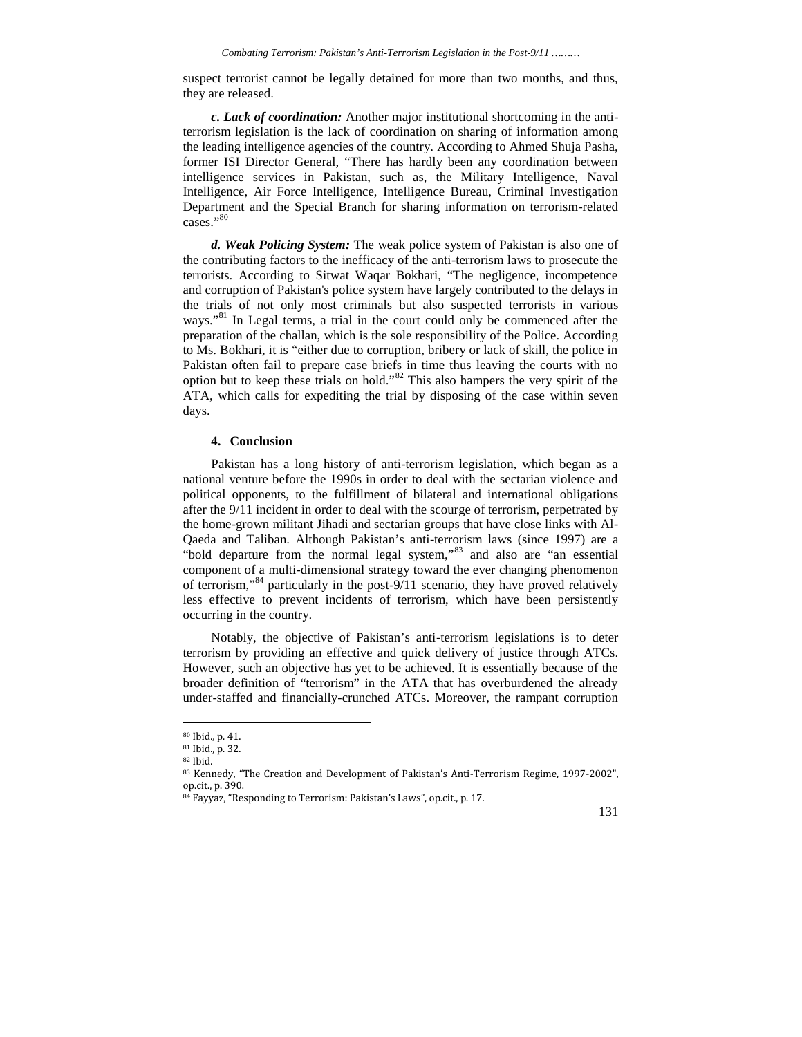suspect terrorist cannot be legally detained for more than two months, and thus, they are released.

***c. Lack of coordination:*** Another major institutional shortcoming in the anti-terrorism legislation is the lack of coordination on sharing of information among the leading intelligence agencies of the country. According to Ahmed Shuja Pasha, former ISI Director General, "There has hardly been any coordination between intelligence services in Pakistan, such as, the Military Intelligence, Naval Intelligence, Air Force Intelligence, Intelligence Bureau, Criminal Investigation Department and the Special Branch for sharing information on terrorism-related cases."[80]

***d. Weak Policing System:*** The weak police system of Pakistan is also one of the contributing factors to the inefficacy of the anti-terrorism laws to prosecute the terrorists. According to Sitwat Waqar Bokhari, "The negligence, incompetence and corruption of Pakistan's police system have largely contributed to the delays in the trials of not only most criminals but also suspected terrorists in various ways."[81] In Legal terms, a trial in the court could only be commenced after the preparation of the challan, which is the sole responsibility of the Police. According to Ms. Bokhari, it is "either due to corruption, bribery or lack of skill, the police in Pakistan often fail to prepare case briefs in time thus leaving the courts with no option but to keep these trials on hold."[82] This also hampers the very spirit of the ATA, which calls for expediting the trial by disposing of the case within seven days.

## 4. Conclusion

Pakistan has a long history of anti-terrorism legislation, which began as a national venture before the 1990s in order to deal with the sectarian violence and political opponents, to the fulfillment of bilateral and international obligations after the 9/11 incident in order to deal with the scourge of terrorism, perpetrated by the home-grown militant Jihadi and sectarian groups that have close links with Al-Qaeda and Taliban. Although Pakistan's anti-terrorism laws (since 1997) are a "bold departure from the normal legal system,"[83] and also are "an essential component of a multi-dimensional strategy toward the ever changing phenomenon of terrorism,"[84] particularly in the post-9/11 scenario, they have proved relatively less effective to prevent incidents of terrorism, which have been persistently occurring in the country.

Notably, the objective of Pakistan's anti-terrorism legislations is to deter terrorism by providing an effective and quick delivery of justice through ATCs. However, such an objective has yet to be achieved. It is essentially because of the broader definition of "terrorism" in the ATA that has overburdened the already under-staffed and financially-crunched ATCs. Moreover, the rampant corruption

---

[80] Ibid., p. 41.

[81] Ibid., p. 32.

[82] Ibid.

[83] Kennedy, "The Creation and Development of Pakistan's Anti-Terrorism Regime, 1997-2002", op.cit., p. 390.

[84] Fayyaz, "Responding to Terrorism: Pakistan's Laws", op.cit., p. 17.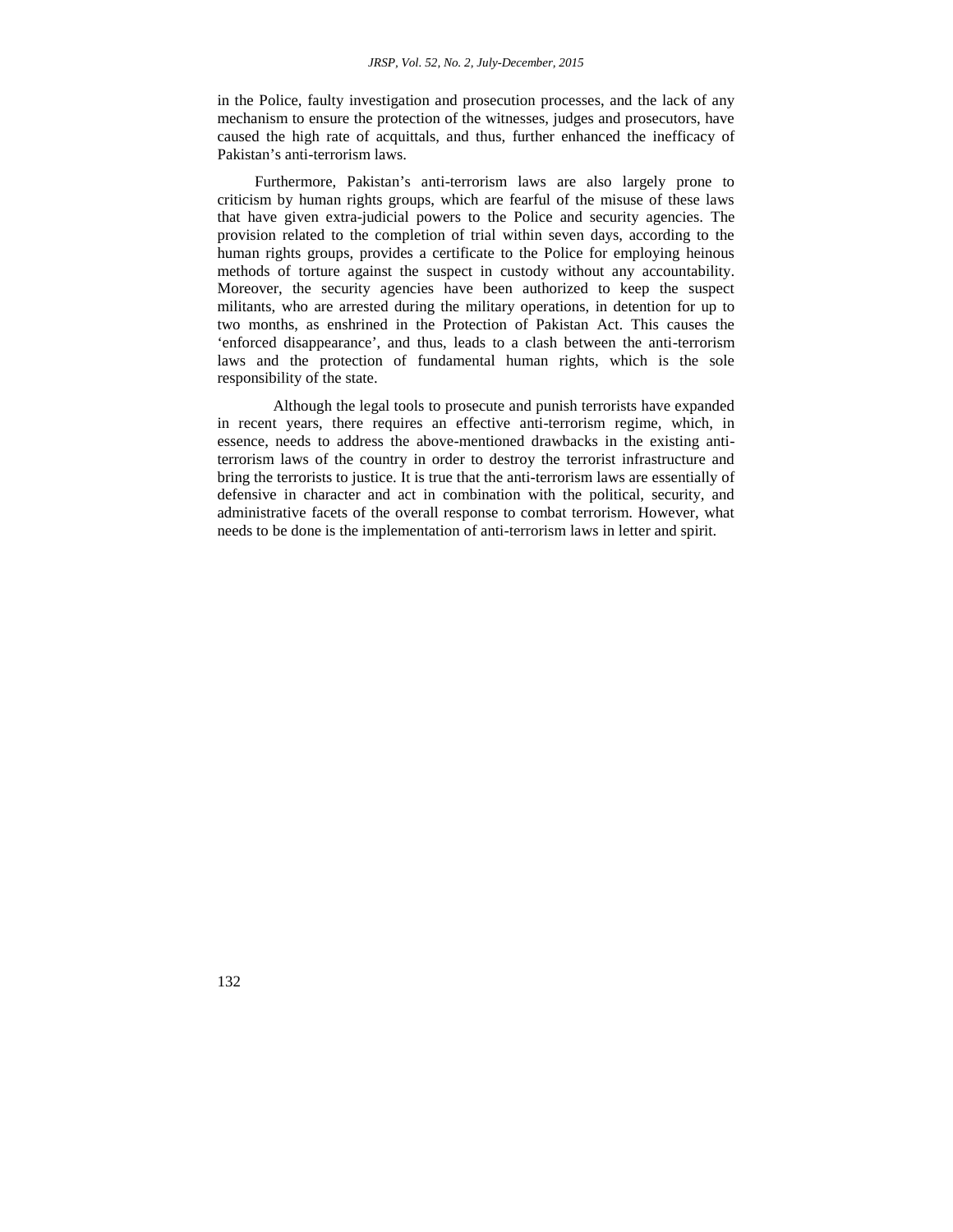in the Police, faulty investigation and prosecution processes, and the lack of any mechanism to ensure the protection of the witnesses, judges and prosecutors, have caused the high rate of acquittals, and thus, further enhanced the inefficacy of Pakistan's anti-terrorism laws.

Furthermore, Pakistan's anti-terrorism laws are also largely prone to criticism by human rights groups, which are fearful of the misuse of these laws that have given extra-judicial powers to the Police and security agencies. The provision related to the completion of trial within seven days, according to the human rights groups, provides a certificate to the Police for employing heinous methods of torture against the suspect in custody without any accountability. Moreover, the security agencies have been authorized to keep the suspect militants, who are arrested during the military operations, in detention for up to two months, as enshrined in the Protection of Pakistan Act. This causes the 'enforced disappearance', and thus, leads to a clash between the anti-terrorism laws and the protection of fundamental human rights, which is the sole responsibility of the state.

Although the legal tools to prosecute and punish terrorists have expanded in recent years, there requires an effective anti-terrorism regime, which, in essence, needs to address the above-mentioned drawbacks in the existing anti-terrorism laws of the country in order to destroy the terrorist infrastructure and bring the terrorists to justice. It is true that the anti-terrorism laws are essentially of defensive in character and act in combination with the political, security, and administrative facets of the overall response to combat terrorism. However, what needs to be done is the implementation of anti-terrorism laws in letter and spirit.